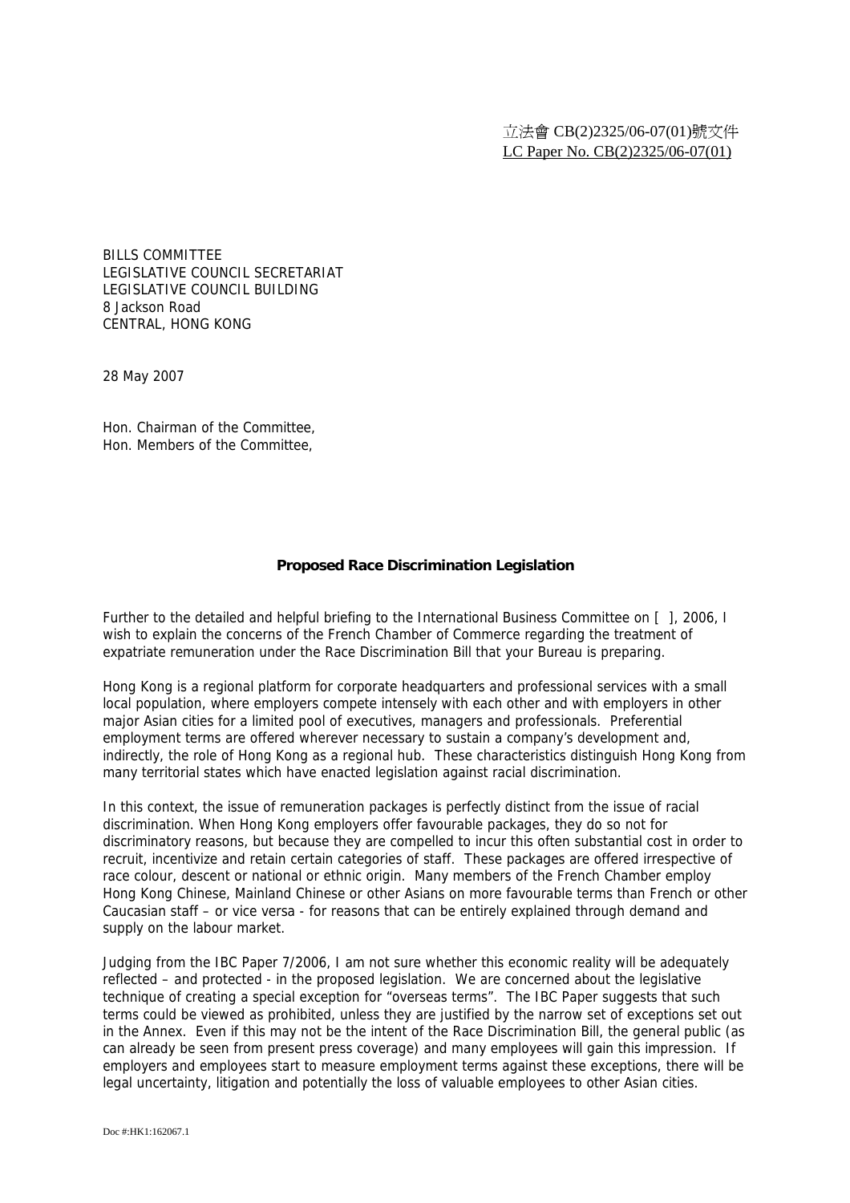立法會 CB(2)2325/06-07(01)號文件
LC Paper No. CB(2)2325/06-07(01)

BILLS COMMITTEE
LEGISLATIVE COUNCIL SECRETARIAT
LEGISLATIVE COUNCIL BUILDING
8 Jackson Road
CENTRAL, HONG KONG

28 May 2007

Hon. Chairman of the Committee,
Hon. Members of the Committee,

**Proposed Race Discrimination Legislation**

Further to the detailed and helpful briefing to the International Business Committee on [ ], 2006, I wish to explain the concerns of the French Chamber of Commerce regarding the treatment of expatriate remuneration under the Race Discrimination Bill that your Bureau is preparing.

Hong Kong is a regional platform for corporate headquarters and professional services with a small local population, where employers compete intensely with each other and with employers in other major Asian cities for a limited pool of executives, managers and professionals. Preferential employment terms are offered wherever necessary to sustain a company's development and, indirectly, the role of Hong Kong as a regional hub. These characteristics distinguish Hong Kong from many territorial states which have enacted legislation against racial discrimination.

In this context, the issue of remuneration packages is perfectly distinct from the issue of racial discrimination. When Hong Kong employers offer favourable packages, they do so not for discriminatory reasons, but because they are compelled to incur this often substantial cost in order to recruit, incentivize and retain certain categories of staff. These packages are offered irrespective of race colour, descent or national or ethnic origin. Many members of the French Chamber employ Hong Kong Chinese, Mainland Chinese or other Asians on more favourable terms than French or other Caucasian staff – or vice versa - for reasons that can be entirely explained through demand and supply on the labour market.

Judging from the IBC Paper 7/2006, I am not sure whether this economic reality will be adequately reflected – and protected - in the proposed legislation. We are concerned about the legislative technique of creating a special exception for "overseas terms". The IBC Paper suggests that such terms could be viewed as prohibited, unless they are justified by the narrow set of exceptions set out in the Annex. Even if this may not be the intent of the Race Discrimination Bill, the general public (as can already be seen from present press coverage) and many employees will gain this impression. If employers and employees start to measure employment terms against these exceptions, there will be legal uncertainty, litigation and potentially the loss of valuable employees to other Asian cities.

Doc #:HK1:162067.1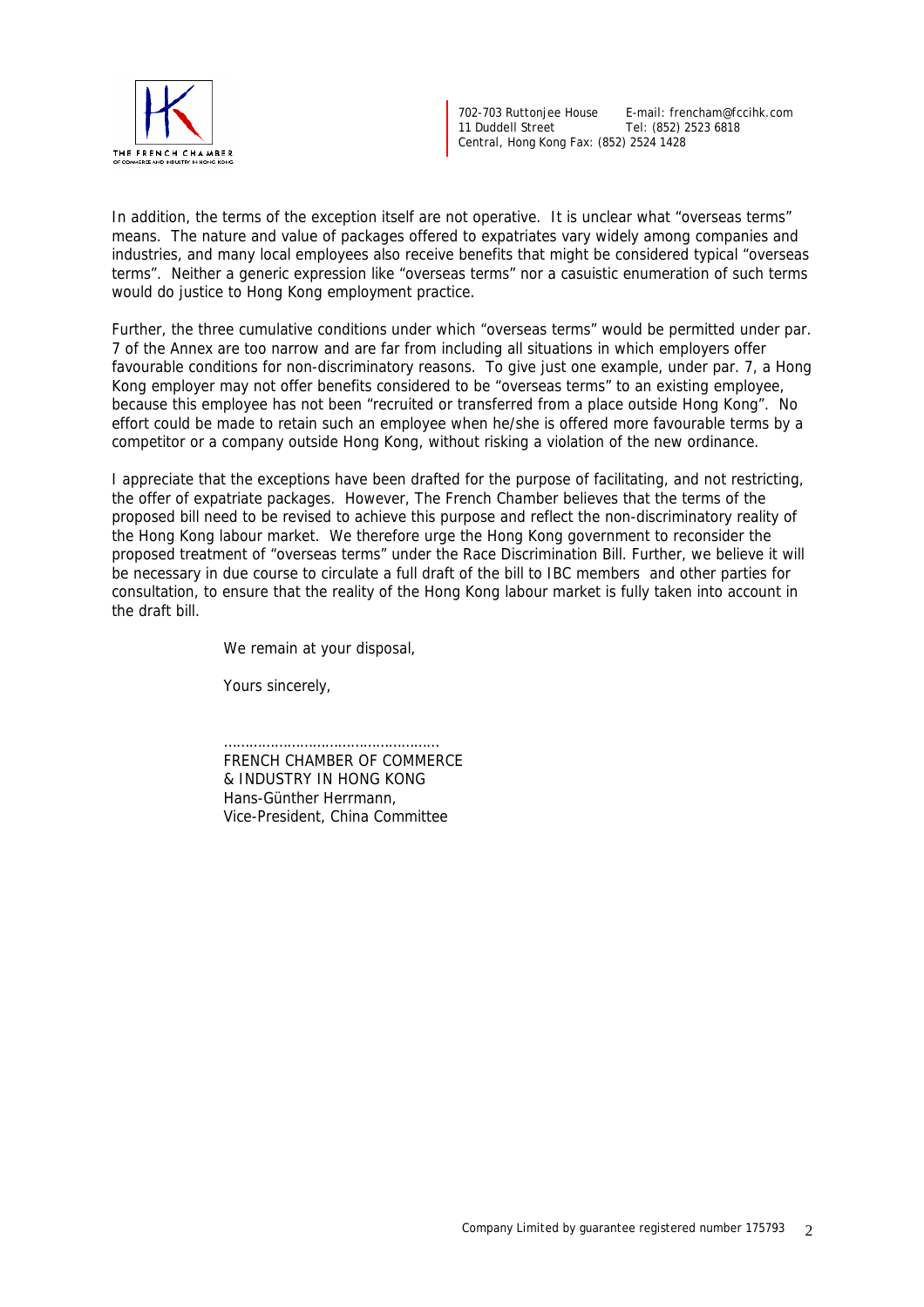702-703 Ruttonjee House E-mail: frencham@fccihk.com
11 Duddell Street Tel: (852) 2523 6818
Central, Hong Kong Fax: (852) 2524 1428

In addition, the terms of the exception itself are not operative. It is unclear what "overseas terms" means. The nature and value of packages offered to expatriates vary widely among companies and industries, and many local employees also receive benefits that might be considered typical "overseas terms". Neither a generic expression like "overseas terms" nor a casuistic enumeration of such terms would do justice to Hong Kong employment practice.

Further, the three cumulative conditions under which "overseas terms" would be permitted under par. 7 of the Annex are too narrow and are far from including all situations in which employers offer favourable conditions for non-discriminatory reasons. To give just one example, under par. 7, a Hong Kong employer may not offer benefits considered to be "overseas terms" to an existing employee, because this employee has not been "recruited or transferred from a place outside Hong Kong". No effort could be made to retain such an employee when he/she is offered more favourable terms by a competitor or a company outside Hong Kong, without risking a violation of the new ordinance.

I appreciate that the exceptions have been drafted for the purpose of facilitating, and not restricting, the offer of expatriate packages. However, The French Chamber believes that the terms of the proposed bill need to be revised to achieve this purpose and reflect the non-discriminatory reality of the Hong Kong labour market. We therefore urge the Hong Kong government to reconsider the proposed treatment of "overseas terms" under the Race Discrimination Bill. Further, we believe it will be necessary in due course to circulate a full draft of the bill to IBC members and other parties for consultation, to ensure that the reality of the Hong Kong labour market is fully taken into account in the draft bill.

We remain at your disposal,

Yours sincerely,

……………………………………………

FRENCH CHAMBER OF COMMERCE
& INDUSTRY IN HONG KONG
Hans-Günther Herrmann,
Vice-President, China Committee

Company Limited by guarantee registered number 175793